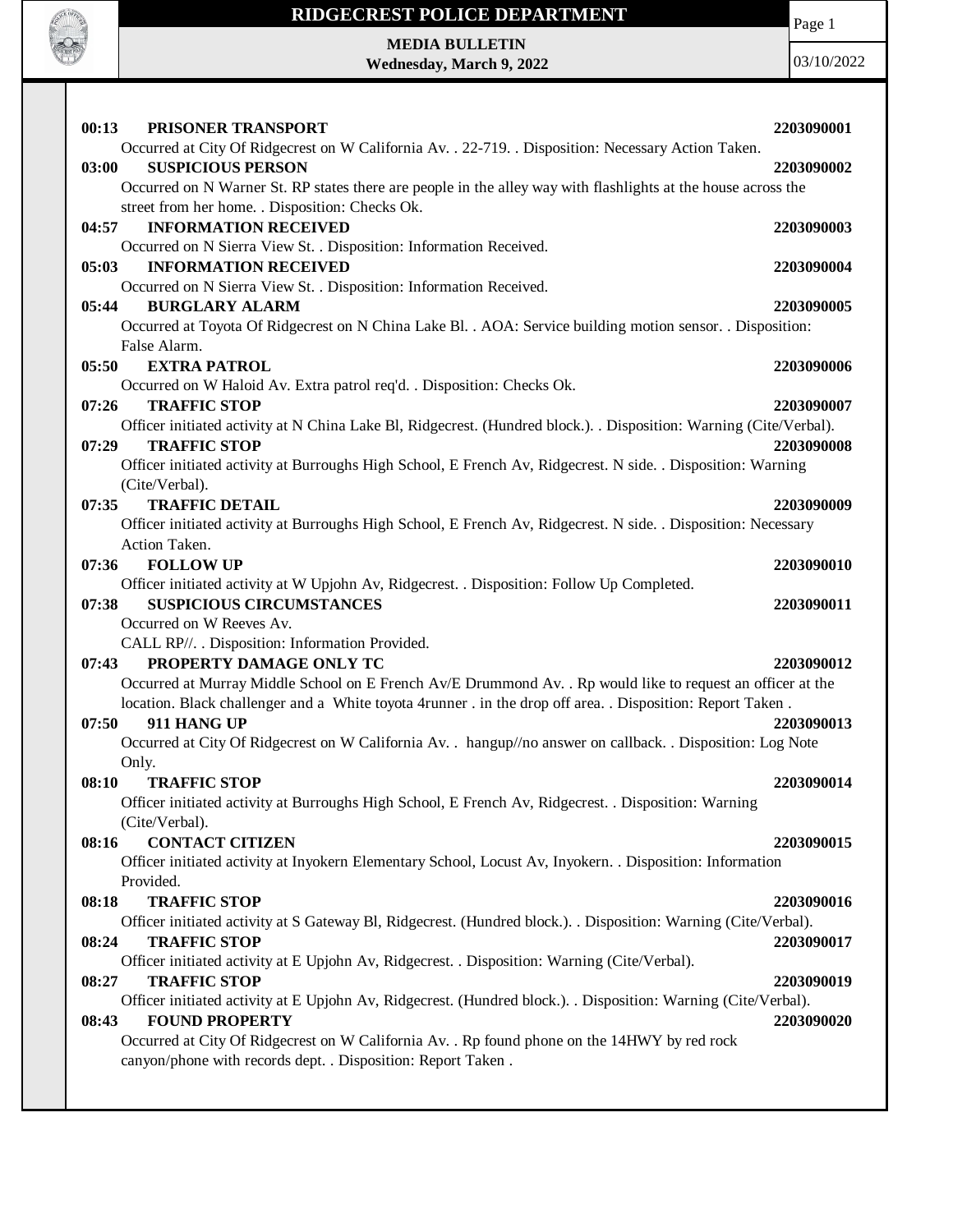# RIDGECREST POLICE DEPARTMENT

**MEDIA BULLETIN**
**Wednesday, March 9, 2022**

03/10/2022

**00:13 PRISONER TRANSPORT** **2203090001**
Occurred at City Of Ridgecrest on W California Av. . 22-719. . Disposition: Necessary Action Taken.

**03:00 SUSPICIOUS PERSON** **2203090002**
Occurred on N Warner St. RP states there are people in the alley way with flashlights at the house across the street from her home. . Disposition: Checks Ok.

**04:57 INFORMATION RECEIVED** **2203090003**
Occurred on N Sierra View St. . Disposition: Information Received.

**05:03 INFORMATION RECEIVED** **2203090004**
Occurred on N Sierra View St. . Disposition: Information Received.

**05:44 BURGLARY ALARM** **2203090005**
Occurred at Toyota Of Ridgecrest on N China Lake Bl. . AOA: Service building motion sensor. . Disposition: False Alarm.

**05:50 EXTRA PATROL** **2203090006**
Occurred on W Haloid Av. Extra patrol req'd. . Disposition: Checks Ok.

**07:26 TRAFFIC STOP** **2203090007**
Officer initiated activity at N China Lake Bl, Ridgecrest. (Hundred block.). . Disposition: Warning (Cite/Verbal).

**07:29 TRAFFIC STOP** **2203090008**
Officer initiated activity at Burroughs High School, E French Av, Ridgecrest. N side. . Disposition: Warning (Cite/Verbal).

**07:35 TRAFFIC DETAIL** **2203090009**
Officer initiated activity at Burroughs High School, E French Av, Ridgecrest. N side. . Disposition: Necessary Action Taken.

**07:36 FOLLOW UP** **2203090010**
Officer initiated activity at W Upjohn Av, Ridgecrest. . Disposition: Follow Up Completed.

**07:38 SUSPICIOUS CIRCUMSTANCES** **2203090011**
Occurred on W Reeves Av.
CALL RP//. . Disposition: Information Provided.

**07:43 PROPERTY DAMAGE ONLY TC** **2203090012**
Occurred at Murray Middle School on E French Av/E Drummond Av. . Rp would like to request an officer at the location. Black challenger and a White toyota 4runner . in the drop off area. . Disposition: Report Taken .

**07:50 911 HANG UP** **2203090013**
Occurred at City Of Ridgecrest on W California Av. . hangup//no answer on callback. . Disposition: Log Note Only.

**08:10 TRAFFIC STOP** **2203090014**
Officer initiated activity at Burroughs High School, E French Av, Ridgecrest. . Disposition: Warning (Cite/Verbal).

**08:16 CONTACT CITIZEN** **2203090015**
Officer initiated activity at Inyokern Elementary School, Locust Av, Inyokern. . Disposition: Information Provided.

**08:18 TRAFFIC STOP** **2203090016**
Officer initiated activity at S Gateway Bl, Ridgecrest. (Hundred block.). . Disposition: Warning (Cite/Verbal).

**08:24 TRAFFIC STOP** **2203090017**
Officer initiated activity at E Upjohn Av, Ridgecrest. . Disposition: Warning (Cite/Verbal).

**08:27 TRAFFIC STOP** **2203090019**
Officer initiated activity at E Upjohn Av, Ridgecrest. (Hundred block.). . Disposition: Warning (Cite/Verbal).

**08:43 FOUND PROPERTY** **2203090020**
Occurred at City Of Ridgecrest on W California Av. . Rp found phone on the 14HWY by red rock canyon/phone with records dept. . Disposition: Report Taken .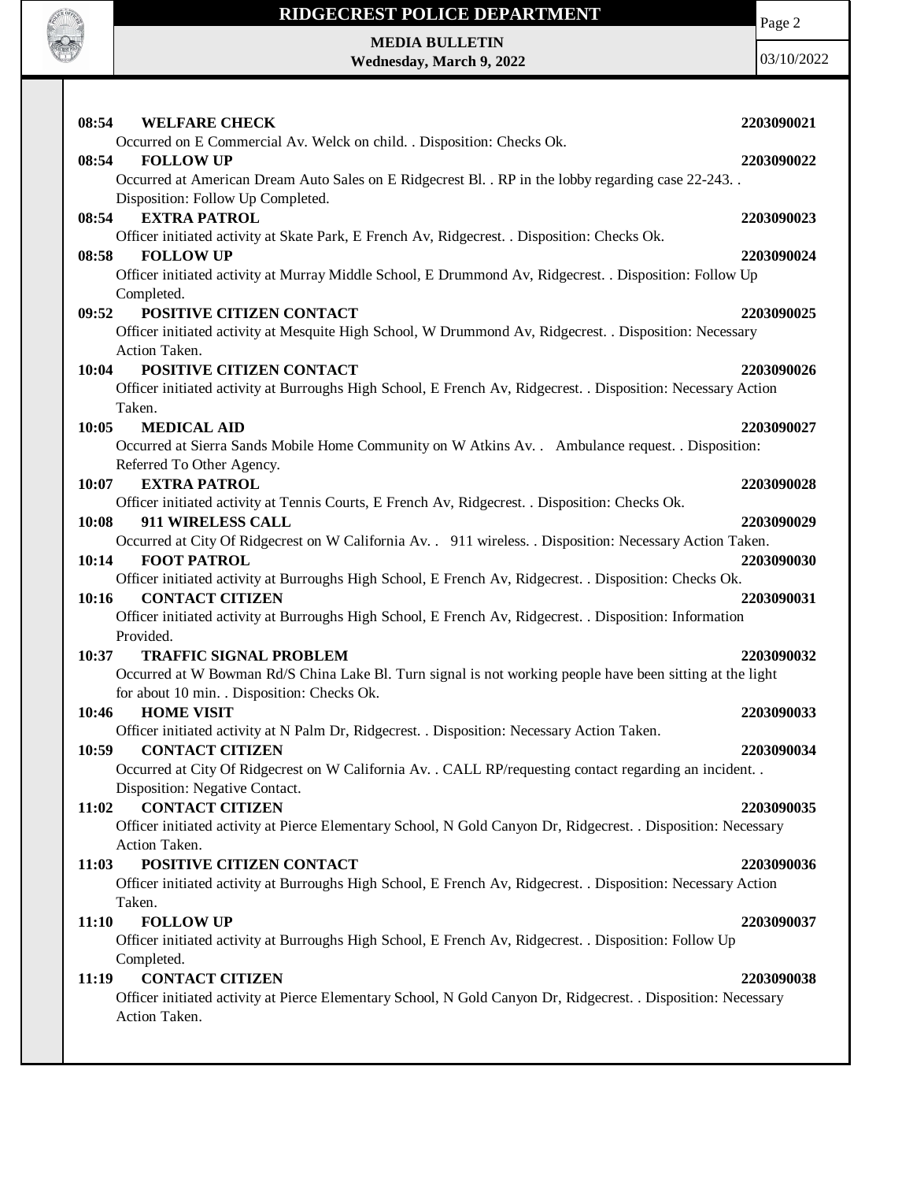**08:54 WELFARE CHECK** **2203090021**
Occurred on E Commercial Av. Welck on child. . Disposition: Checks Ok.

**08:54 FOLLOW UP** **2203090022**
Occurred at American Dream Auto Sales on E Ridgecrest Bl. . RP in the lobby regarding case 22-243. . Disposition: Follow Up Completed.

**08:54 EXTRA PATROL** **2203090023**
Officer initiated activity at Skate Park, E French Av, Ridgecrest. . Disposition: Checks Ok.

**08:58 FOLLOW UP** **2203090024**
Officer initiated activity at Murray Middle School, E Drummond Av, Ridgecrest. . Disposition: Follow Up Completed.

**09:52 POSITIVE CITIZEN CONTACT** **2203090025**
Officer initiated activity at Mesquite High School, W Drummond Av, Ridgecrest. . Disposition: Necessary Action Taken.

**10:04 POSITIVE CITIZEN CONTACT** **2203090026**
Officer initiated activity at Burroughs High School, E French Av, Ridgecrest. . Disposition: Necessary Action Taken.

**10:05 MEDICAL AID** **2203090027**
Occurred at Sierra Sands Mobile Home Community on W Atkins Av. . Ambulance request. . Disposition: Referred To Other Agency.

**10:07 EXTRA PATROL** **2203090028**
Officer initiated activity at Tennis Courts, E French Av, Ridgecrest. . Disposition: Checks Ok.

**10:08 911 WIRELESS CALL** **2203090029**
Occurred at City Of Ridgecrest on W California Av. . 911 wireless. . Disposition: Necessary Action Taken.

**10:14 FOOT PATROL** **2203090030**
Officer initiated activity at Burroughs High School, E French Av, Ridgecrest. . Disposition: Checks Ok.

**10:16 CONTACT CITIZEN** **2203090031**
Officer initiated activity at Burroughs High School, E French Av, Ridgecrest. . Disposition: Information Provided.

**10:37 TRAFFIC SIGNAL PROBLEM** **2203090032**
Occurred at W Bowman Rd/S China Lake Bl. Turn signal is not working people have been sitting at the light for about 10 min. . Disposition: Checks Ok.

**10:46 HOME VISIT** **2203090033**
Officer initiated activity at N Palm Dr, Ridgecrest. . Disposition: Necessary Action Taken.

**10:59 CONTACT CITIZEN** **2203090034**
Occurred at City Of Ridgecrest on W California Av. . CALL RP/requesting contact regarding an incident. . Disposition: Negative Contact.

**11:02 CONTACT CITIZEN** **2203090035**
Officer initiated activity at Pierce Elementary School, N Gold Canyon Dr, Ridgecrest. . Disposition: Necessary Action Taken.

**11:03 POSITIVE CITIZEN CONTACT** **2203090036**
Officer initiated activity at Burroughs High School, E French Av, Ridgecrest. . Disposition: Necessary Action Taken.

**11:10 FOLLOW UP** **2203090037**
Officer initiated activity at Burroughs High School, E French Av, Ridgecrest. . Disposition: Follow Up Completed.

**11:19 CONTACT CITIZEN** **2203090038**
Officer initiated activity at Pierce Elementary School, N Gold Canyon Dr, Ridgecrest. . Disposition: Necessary Action Taken.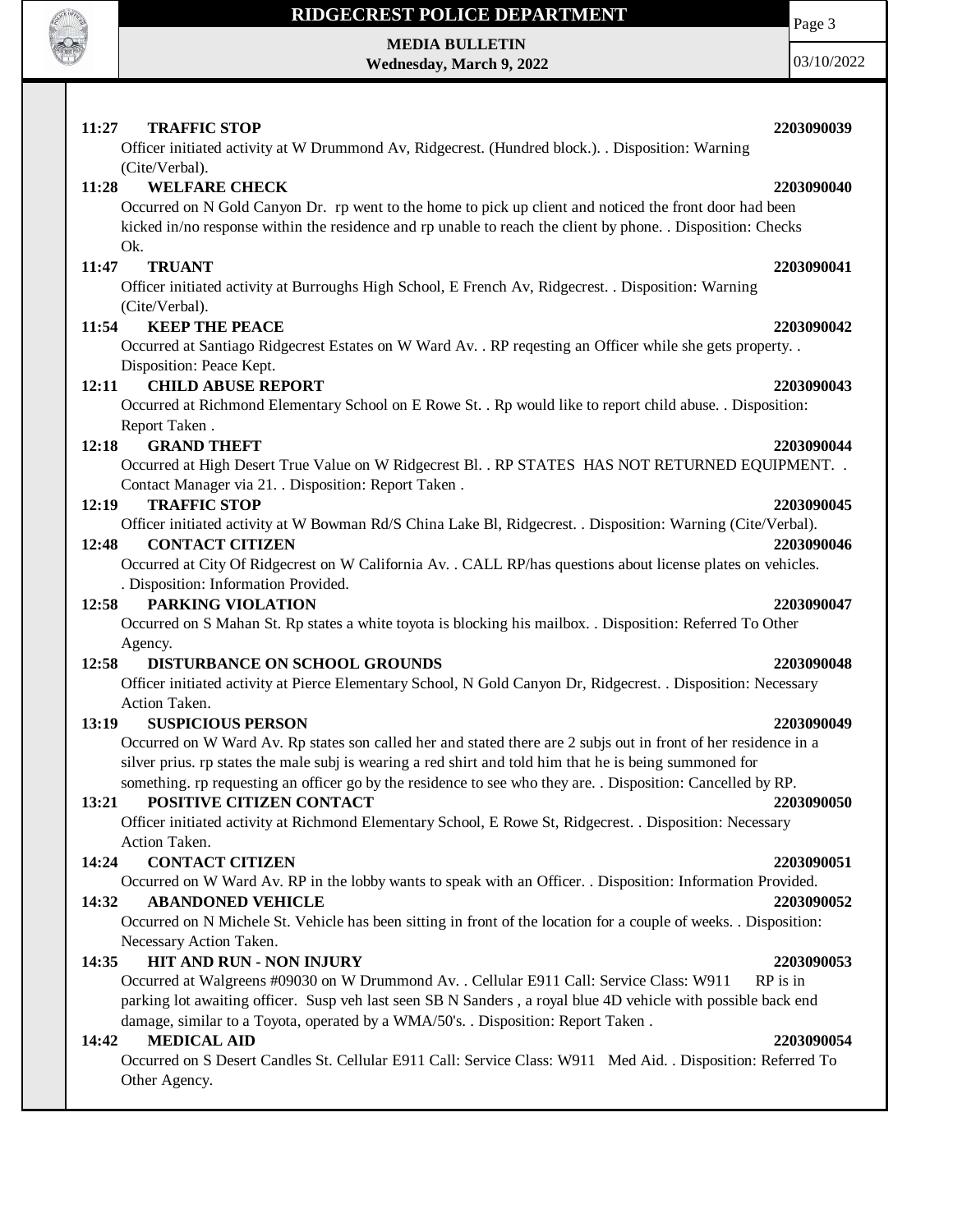**11:27 TRAFFIC STOP** **2203090039**

Officer initiated activity at W Drummond Av, Ridgecrest. (Hundred block.). . Disposition: Warning (Cite/Verbal).

**11:28 WELFARE CHECK** **2203090040**

Occurred on N Gold Canyon Dr. rp went to the home to pick up client and noticed the front door had been kicked in/no response within the residence and rp unable to reach the client by phone. . Disposition: Checks Ok.

**11:47 TRUANT** **2203090041**

Officer initiated activity at Burroughs High School, E French Av, Ridgecrest. . Disposition: Warning (Cite/Verbal).

**11:54 KEEP THE PEACE** **2203090042**

Occurred at Santiago Ridgecrest Estates on W Ward Av. . RP reqesting an Officer while she gets property. . Disposition: Peace Kept.

**12:11 CHILD ABUSE REPORT** **2203090043**

Occurred at Richmond Elementary School on E Rowe St. . Rp would like to report child abuse. . Disposition: Report Taken .

**12:18 GRAND THEFT** **2203090044**

Occurred at High Desert True Value on W Ridgecrest Bl. . RP STATES HAS NOT RETURNED EQUIPMENT. . Contact Manager via 21. . Disposition: Report Taken .

**12:19 TRAFFIC STOP** **2203090045**

Officer initiated activity at W Bowman Rd/S China Lake Bl, Ridgecrest. . Disposition: Warning (Cite/Verbal).

**12:48 CONTACT CITIZEN** **2203090046**

Occurred at City Of Ridgecrest on W California Av. . CALL RP/has questions about license plates on vehicles. . Disposition: Information Provided.

**12:58 PARKING VIOLATION** **2203090047**

Occurred on S Mahan St. Rp states a white toyota is blocking his mailbox. . Disposition: Referred To Other Agency.

**12:58 DISTURBANCE ON SCHOOL GROUNDS** **2203090048**

Officer initiated activity at Pierce Elementary School, N Gold Canyon Dr, Ridgecrest. . Disposition: Necessary Action Taken.

**13:19 SUSPICIOUS PERSON** **2203090049**

Occurred on W Ward Av. Rp states son called her and stated there are 2 subjs out in front of her residence in a silver prius. rp states the male subj is wearing a red shirt and told him that he is being summoned for something. rp requesting an officer go by the residence to see who they are. . Disposition: Cancelled by RP.

**13:21 POSITIVE CITIZEN CONTACT** **2203090050**

Officer initiated activity at Richmond Elementary School, E Rowe St, Ridgecrest. . Disposition: Necessary Action Taken.

**14:24 CONTACT CITIZEN** **2203090051**

Occurred on W Ward Av. RP in the lobby wants to speak with an Officer. . Disposition: Information Provided.

**14:32 ABANDONED VEHICLE** **2203090052**

Occurred on N Michele St. Vehicle has been sitting in front of the location for a couple of weeks. . Disposition: Necessary Action Taken.

**14:35 HIT AND RUN - NON INJURY** **2203090053**

Occurred at Walgreens #09030 on W Drummond Av. . Cellular E911 Call: Service Class: W911 RP is in parking lot awaiting officer. Susp veh last seen SB N Sanders , a royal blue 4D vehicle with possible back end damage, similar to a Toyota, operated by a WMA/50's. . Disposition: Report Taken .

**14:42 MEDICAL AID** **2203090054**

Occurred on S Desert Candles St. Cellular E911 Call: Service Class: W911 Med Aid. . Disposition: Referred To Other Agency.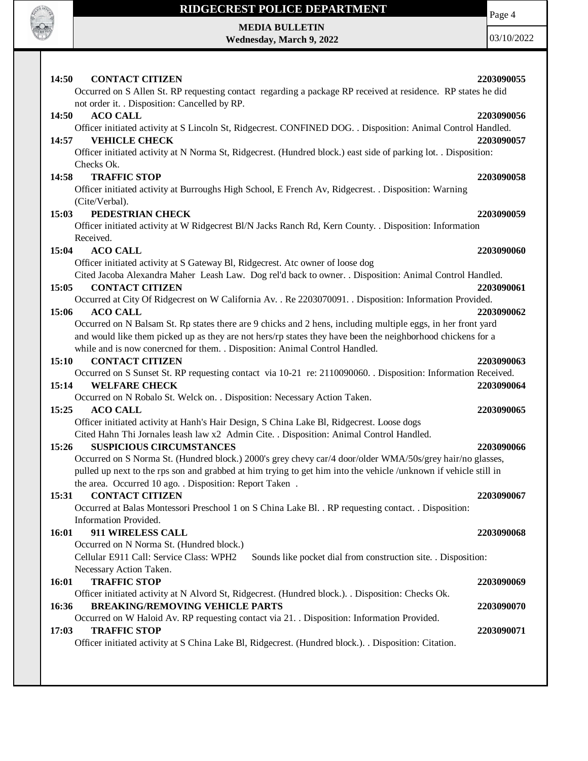**14:50 CONTACT CITIZEN** **2203090055**

Occurred on S Allen St. RP requesting contact regarding a package RP received at residence. RP states he did not order it. . Disposition: Cancelled by RP.

**14:50 ACO CALL** **2203090056**

Officer initiated activity at S Lincoln St, Ridgecrest. CONFINED DOG. . Disposition: Animal Control Handled.

**14:57 VEHICLE CHECK** **2203090057**

Officer initiated activity at N Norma St, Ridgecrest. (Hundred block.) east side of parking lot. . Disposition: Checks Ok.

**14:58 TRAFFIC STOP** **2203090058**

Officer initiated activity at Burroughs High School, E French Av, Ridgecrest. . Disposition: Warning (Cite/Verbal).

**15:03 PEDESTRIAN CHECK** **2203090059**

Officer initiated activity at W Ridgecrest Bl/N Jacks Ranch Rd, Kern County. . Disposition: Information Received.

**15:04 ACO CALL** **2203090060**

Officer initiated activity at S Gateway Bl, Ridgecrest. Atc owner of loose dog
Cited Jacoba Alexandra Maher Leash Law. Dog rel'd back to owner. . Disposition: Animal Control Handled.

**15:05 CONTACT CITIZEN** **2203090061**

Occurred at City Of Ridgecrest on W California Av. . Re 2203070091. . Disposition: Information Provided.

**15:06 ACO CALL** **2203090062**

Occurred on N Balsam St. Rp states there are 9 chicks and 2 hens, including multiple eggs, in her front yard and would like them picked up as they are not hers/rp states they have been the neighborhood chickens for a while and is now conercned for them. . Disposition: Animal Control Handled.

**15:10 CONTACT CITIZEN** **2203090063**

Occurred on S Sunset St. RP requesting contact via 10-21 re: 2110090060. . Disposition: Information Received.

**15:14 WELFARE CHECK** **2203090064**

Occurred on N Robalo St. Welck on. . Disposition: Necessary Action Taken.

**15:25 ACO CALL** **2203090065**

Officer initiated activity at Hanh's Hair Design, S China Lake Bl, Ridgecrest. Loose dogs
Cited Hahn Thi Jornales leash law x2 Admin Cite. . Disposition: Animal Control Handled.

**15:26 SUSPICIOUS CIRCUMSTANCES** **2203090066**

Occurred on S Norma St. (Hundred block.) 2000's grey chevy car/4 door/older WMA/50s/grey hair/no glasses, pulled up next to the rps son and grabbed at him trying to get him into the vehicle /unknown if vehicle still in the area. Occurred 10 ago. . Disposition: Report Taken .

**15:31 CONTACT CITIZEN** **2203090067**

Occurred at Balas Montessori Preschool 1 on S China Lake Bl. . RP requesting contact. . Disposition: Information Provided.

**16:01 911 WIRELESS CALL** **2203090068**

Occurred on N Norma St. (Hundred block.)
Cellular E911 Call: Service Class: WPH2 Sounds like pocket dial from construction site. . Disposition: Necessary Action Taken.

**16:01 TRAFFIC STOP** **2203090069**

Officer initiated activity at N Alvord St, Ridgecrest. (Hundred block.). . Disposition: Checks Ok.

**16:36 BREAKING/REMOVING VEHICLE PARTS** **2203090070**

Occurred on W Haloid Av. RP requesting contact via 21. . Disposition: Information Provided.

**17:03 TRAFFIC STOP** **2203090071**

Officer initiated activity at S China Lake Bl, Ridgecrest. (Hundred block.). . Disposition: Citation.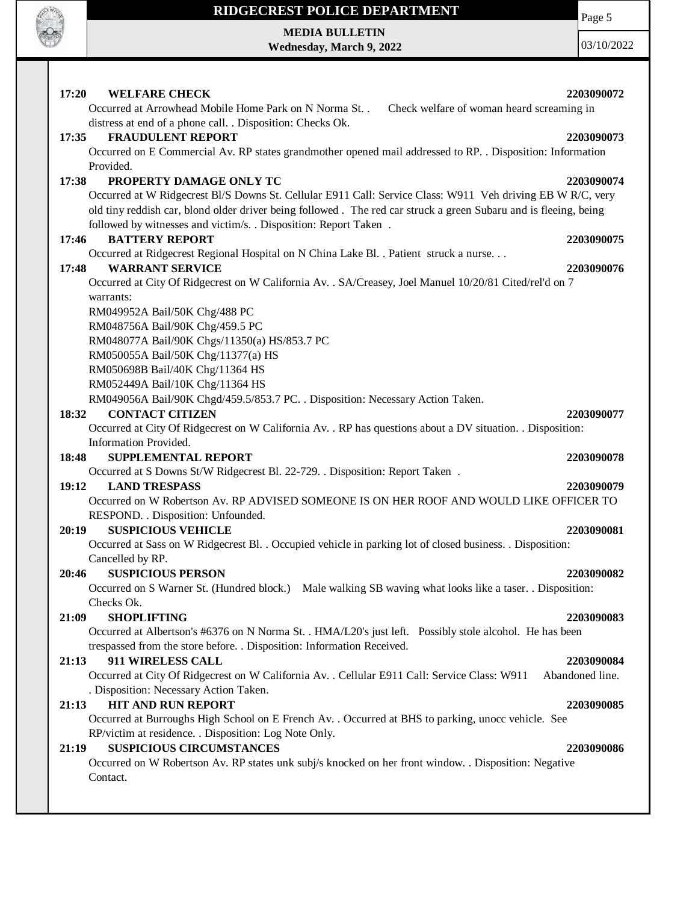**17:20 WELFARE CHECK** **2203090072**

Occurred at Arrowhead Mobile Home Park on N Norma St. . Check welfare of woman heard screaming in distress at end of a phone call. . Disposition: Checks Ok.

**17:35 FRAUDULENT REPORT** **2203090073**

Occurred on E Commercial Av. RP states grandmother opened mail addressed to RP. . Disposition: Information Provided.

**17:38 PROPERTY DAMAGE ONLY TC** **2203090074**

Occurred at W Ridgecrest Bl/S Downs St. Cellular E911 Call: Service Class: W911 Veh driving EB W R/C, very old tiny reddish car, blond older driver being followed . The red car struck a green Subaru and is fleeing, being followed by witnesses and victim/s. . Disposition: Report Taken .

**17:46 BATTERY REPORT** **2203090075**

Occurred at Ridgecrest Regional Hospital on N China Lake Bl. . Patient struck a nurse. . .

**17:48 WARRANT SERVICE** **2203090076**

Occurred at City Of Ridgecrest on W California Av. . SA/Creasey, Joel Manuel 10/20/81 Cited/rel'd on 7 warrants:

RM049952A Bail/50K Chg/488 PC

RM048756A Bail/90K Chg/459.5 PC

RM048077A Bail/90K Chgs/11350(a) HS/853.7 PC

RM050055A Bail/50K Chg/11377(a) HS

RM050698B Bail/40K Chg/11364 HS

RM052449A Bail/10K Chg/11364 HS

RM049056A Bail/90K Chgd/459.5/853.7 PC. . Disposition: Necessary Action Taken.

**18:32 CONTACT CITIZEN** **2203090077**

Occurred at City Of Ridgecrest on W California Av. . RP has questions about a DV situation. . Disposition: Information Provided.

**18:48 SUPPLEMENTAL REPORT** **2203090078**

Occurred at S Downs St/W Ridgecrest Bl. 22-729. . Disposition: Report Taken .

**19:12 LAND TRESPASS** **2203090079**

Occurred on W Robertson Av. RP ADVISED SOMEONE IS ON HER ROOF AND WOULD LIKE OFFICER TO RESPOND. . Disposition: Unfounded.

**20:19 SUSPICIOUS VEHICLE** **2203090081**

Occurred at Sass on W Ridgecrest Bl. . Occupied vehicle in parking lot of closed business. . Disposition: Cancelled by RP.

**20:46 SUSPICIOUS PERSON** **2203090082**

Occurred on S Warner St. (Hundred block.) Male walking SB waving what looks like a taser. . Disposition: Checks Ok.

**21:09 SHOPLIFTING** **2203090083**

Occurred at Albertson's #6376 on N Norma St. . HMA/L20's just left. Possibly stole alcohol. He has been trespassed from the store before. . Disposition: Information Received.

**21:13 911 WIRELESS CALL** **2203090084**

Occurred at City Of Ridgecrest on W California Av. . Cellular E911 Call: Service Class: W911 Abandoned line. . Disposition: Necessary Action Taken.

**21:13 HIT AND RUN REPORT** **2203090085**

Occurred at Burroughs High School on E French Av. . Occurred at BHS to parking, unocc vehicle. See RP/victim at residence. . Disposition: Log Note Only.

**21:19 SUSPICIOUS CIRCUMSTANCES** **2203090086**

Occurred on W Robertson Av. RP states unk subj/s knocked on her front window. . Disposition: Negative Contact.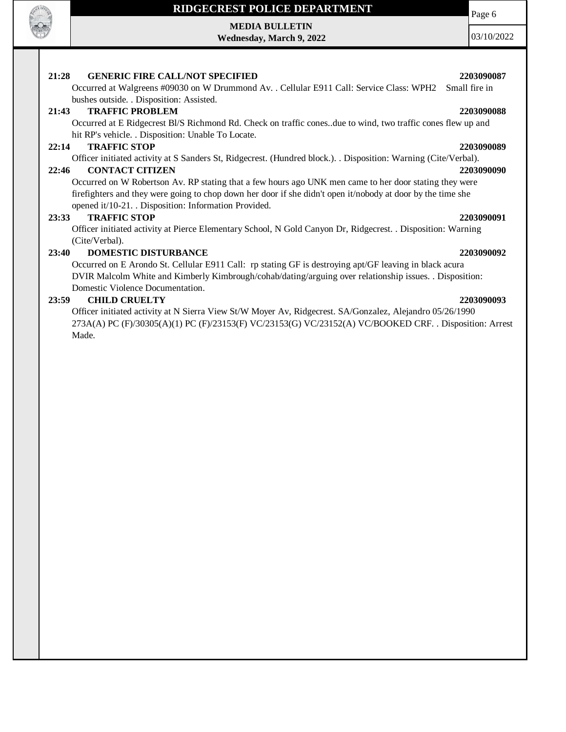**21:28 GENERIC FIRE CALL/NOT SPECIFIED 2203090087**

Occurred at Walgreens #09030 on W Drummond Av. . Cellular E911 Call: Service Class: WPH2 Small fire in bushes outside. . Disposition: Assisted.

**21:43 TRAFFIC PROBLEM 2203090088**

Occurred at E Ridgecrest Bl/S Richmond Rd. Check on traffic cones..due to wind, two traffic cones flew up and hit RP's vehicle. . Disposition: Unable To Locate.

**22:14 TRAFFIC STOP 2203090089**

Officer initiated activity at S Sanders St, Ridgecrest. (Hundred block.). . Disposition: Warning (Cite/Verbal).

**22:46 CONTACT CITIZEN 2203090090**

Occurred on W Robertson Av. RP stating that a few hours ago UNK men came to her door stating they were firefighters and they were going to chop down her door if she didn't open it/nobody at door by the time she opened it/10-21. . Disposition: Information Provided.

**23:33 TRAFFIC STOP 2203090091**

Officer initiated activity at Pierce Elementary School, N Gold Canyon Dr, Ridgecrest. . Disposition: Warning (Cite/Verbal).

**23:40 DOMESTIC DISTURBANCE 2203090092**

Occurred on E Arondo St. Cellular E911 Call: rp stating GF is destroying apt/GF leaving in black acura DVIR Malcolm White and Kimberly Kimbrough/cohab/dating/arguing over relationship issues. . Disposition: Domestic Violence Documentation.

**23:59 CHILD CRUELTY 2203090093**

Officer initiated activity at N Sierra View St/W Moyer Av, Ridgecrest. SA/Gonzalez, Alejandro 05/26/1990 273A(A) PC (F)/30305(A)(1) PC (F)/23153(F) VC/23153(G) VC/23152(A) VC/BOOKED CRF. . Disposition: Arrest Made.